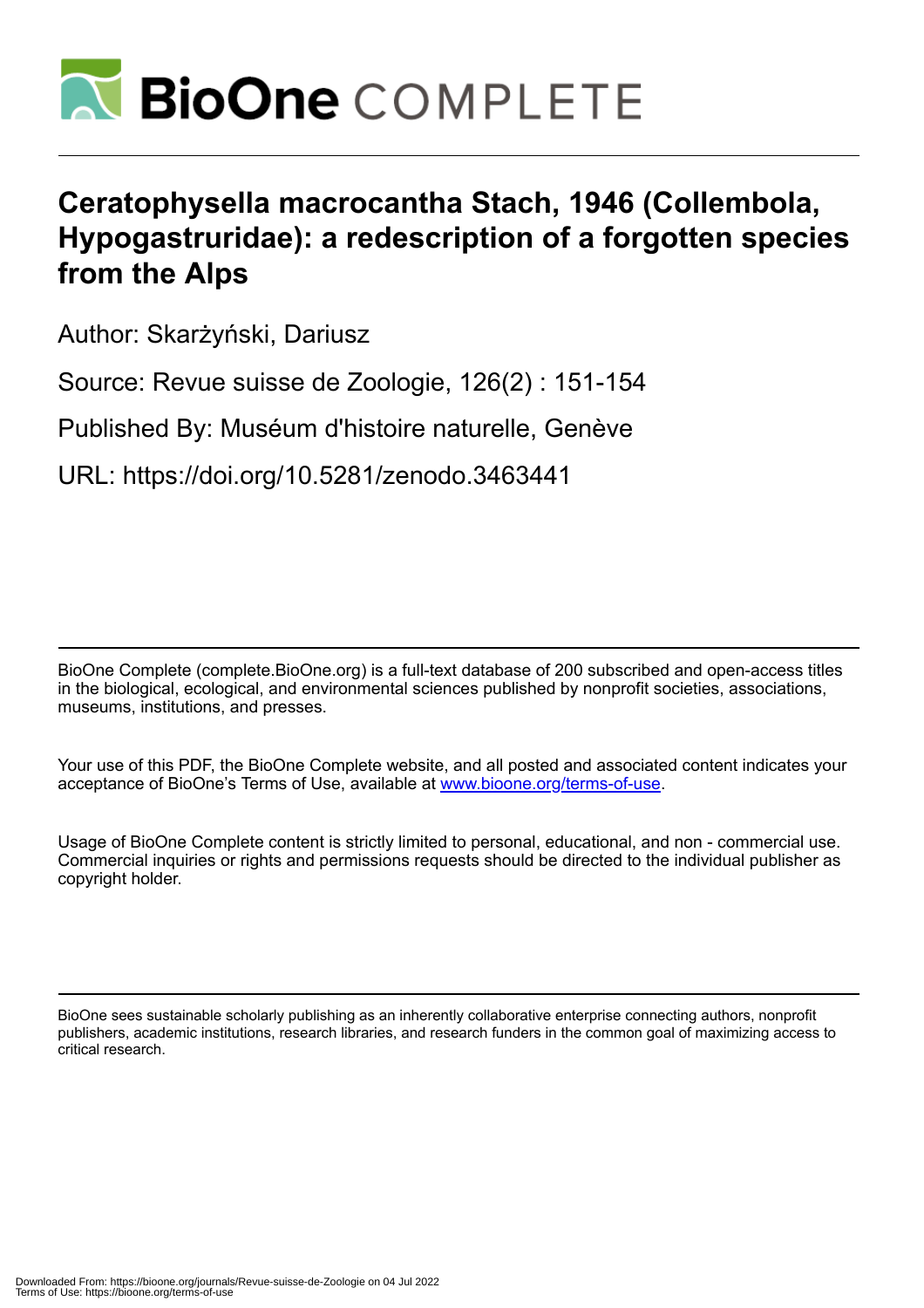# BioOne COMPLETE

# Ceratophysella macrocantha Stach, 1946 (Collembola, Hypogastruridae): a redescription of a forgotten species from the Alps

Author: Skarżyński, Dariusz

Source: Revue suisse de Zoologie, 126(2) : 151-154

Published By: Muséum d'histoire naturelle, Genève

URL: https://doi.org/10.5281/zenodo.3463441

---

BioOne Complete (complete.BioOne.org) is a full-text database of 200 subscribed and open-access titles in the biological, ecological, and environmental sciences published by nonprofit societies, associations, museums, institutions, and presses.

Your use of this PDF, the BioOne Complete website, and all posted and associated content indicates your acceptance of BioOne's Terms of Use, available at www.bioone.org/terms-of-use.

Usage of BioOne Complete content is strictly limited to personal, educational, and non - commercial use. Commercial inquiries or rights and permissions requests should be directed to the individual publisher as copyright holder.

---

BioOne sees sustainable scholarly publishing as an inherently collaborative enterprise connecting authors, nonprofit publishers, academic institutions, research libraries, and research funders in the common goal of maximizing access to critical research.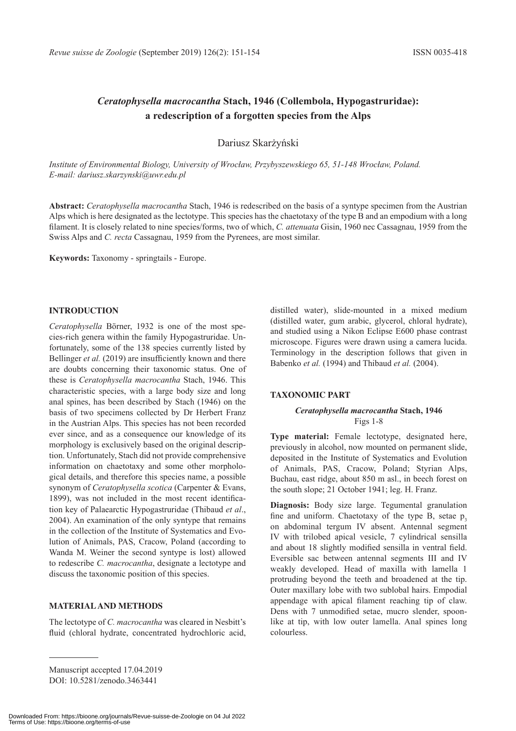# *Ceratophysella macrocantha* Stach, 1946 (Collembola, Hypogastruridae): a redescription of a forgotten species from the Alps

Dariusz Skarżyński

*Institute of Environmental Biology, University of Wrocław, Przybyszewskiego 65, 51-148 Wrocław, Poland. E-mail: dariusz.skarzynski@uwr.edu.pl*

**Abstract:** *Ceratophysella macrocantha* Stach, 1946 is redescribed on the basis of a syntype specimen from the Austrian Alps which is here designated as the lectotype. This species has the chaetotaxy of the type B and an empodium with a long filament. It is closely related to nine species/forms, two of which, *C. attenuata* Gisin, 1960 nec Cassagnau, 1959 from the Swiss Alps and *C. recta* Cassagnau, 1959 from the Pyrenees, are most similar.

**Keywords:** Taxonomy - springtails - Europe.

## INTRODUCTION

*Ceratophysella* Börner, 1932 is one of the most species-rich genera within the family Hypogastruridae. Unfortunately, some of the 138 species currently listed by Bellinger *et al.* (2019) are insufficiently known and there are doubts concerning their taxonomic status. One of these is *Ceratophysella macrocantha* Stach, 1946. This characteristic species, with a large body size and long anal spines, has been described by Stach (1946) on the basis of two specimens collected by Dr Herbert Franz in the Austrian Alps. This species has not been recorded ever since, and as a consequence our knowledge of its morphology is exclusively based on the original description. Unfortunately, Stach did not provide comprehensive information on chaetotaxy and some other morphological details, and therefore this species name, a possible synonym of *Ceratophysella scotica* (Carpenter & Evans, 1899), was not included in the most recent identification key of Palaearctic Hypogastruridae (Thibaud *et al*., 2004). An examination of the only syntype that remains in the collection of the Institute of Systematics and Evolution of Animals, PAS, Cracow, Poland (according to Wanda M. Weiner the second syntype is lost) allowed to redescribe *C. macrocantha*, designate a lectotype and discuss the taxonomic position of this species.

## MATERIAL AND METHODS

The lectotype of *C. macrocantha* was cleared in Nesbitt's fluid (chloral hydrate, concentrated hydrochloric acid, distilled water), slide-mounted in a mixed medium (distilled water, gum arabic, glycerol, chloral hydrate), and studied using a Nikon Eclipse E600 phase contrast microscope. Figures were drawn using a camera lucida. Terminology in the description follows that given in Babenko *et al.* (1994) and Thibaud *et al.* (2004).

## TAXONOMIC PART

### *Ceratophysella macrocantha* Stach, 1946

Figs 1-8

**Type material:** Female lectotype, designated here, previously in alcohol, now mounted on permanent slide, deposited in the Institute of Systematics and Evolution of Animals, PAS, Cracow, Poland; Styrian Alps, Buchau, east ridge, about 850 m asl., in beech forest on the south slope; 21 October 1941; leg. H. Franz.

**Diagnosis:** Body size large. Tegumental granulation fine and uniform. Chaetotaxy of the type B, setae $p_3$ on abdominal tergum IV absent. Antennal segment IV with trilobed apical vesicle, 7 cylindrical sensilla and about 18 slightly modified sensilla in ventral field. Eversible sac between antennal segments III and IV weakly developed. Head of maxilla with lamella 1 protruding beyond the teeth and broadened at the tip. Outer maxillary lobe with two sublobal hairs. Empodial appendage with apical filament reaching tip of claw. Dens with 7 unmodified setae, mucro slender, spoon-like at tip, with low outer lamella. Anal spines long colourless.

Manuscript accepted 17.04.2019
DOI: 10.5281/zenodo.3463441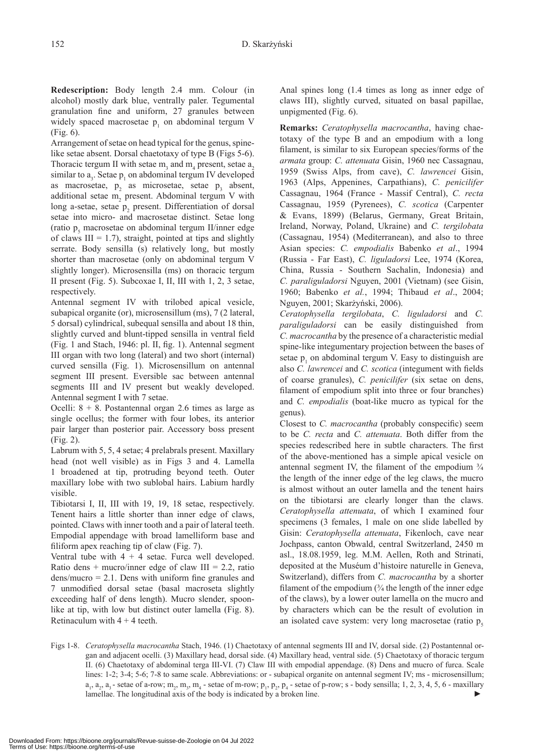**Redescription:** Body length 2.4 mm. Colour (in alcohol) mostly dark blue, ventrally paler. Tegumental granulation fine and uniform, 27 granules between widely spaced macrosetae $p_1$ on abdominal tergum V (Fig. 6).

Arrangement of setae on head typical for the genus, spine-like setae absent. Dorsal chaetotaxy of type B (Figs 5-6). Thoracic tergum II with setae $m_3$ and $m_4$ present, setae $a_2$ similar to $a_3$. Setae $p_1$ on abdominal tergum IV developed as macrosetae, $p_2$ as microsetae, setae $p_3$ absent, additional setae $m_2$ present. Abdominal tergum V with long a-setae, setae $p_2$ present. Differentiation of dorsal setae into micro- and macrosetae distinct. Setae long (ratio $p_5$ macrosetae on abdominal tergum II/inner edge of claws III = 1.7), straight, pointed at tips and slightly serrate. Body sensilla (s) relatively long, but mostly shorter than macrosetae (only on abdominal tergum V slightly longer). Microsensilla (ms) on thoracic tergum II present (Fig. 5). Subcoxae I, II, III with 1, 2, 3 setae, respectively.

Antennal segment IV with trilobed apical vesicle, subapical organite (or), microsensillum (ms), 7 (2 lateral, 5 dorsal) cylindrical, subequal sensilla and about 18 thin, slightly curved and blunt-tipped sensilla in ventral field (Fig. 1 and Stach, 1946: pl. II, fig. 1). Antennal segment III organ with two long (lateral) and two short (internal) curved sensilla (Fig. 1). Microsensillum on antennal segment III present. Eversible sac between antennal segments III and IV present but weakly developed. Antennal segment I with 7 setae.

Ocelli: 8 + 8. Postantennal organ 2.6 times as large as single ocellus; the former with four lobes, its anterior pair larger than posterior pair. Accessory boss present (Fig. 2).

Labrum with 5, 5, 4 setae; 4 prelabrals present. Maxillary head (not well visible) as in Figs 3 and 4. Lamella 1 broadened at tip, protruding beyond teeth. Outer maxillary lobe with two sublobal hairs. Labium hardly visible.

Tibiotarsi I, II, III with 19, 19, 18 setae, respectively. Tenent hairs a little shorter than inner edge of claws, pointed. Claws with inner tooth and a pair of lateral teeth. Empodial appendage with broad lamelliform base and filiform apex reaching tip of claw (Fig. 7).

Ventral tube with 4 + 4 setae. Furca well developed. Ratio dens + mucro/inner edge of claw III = 2.2, ratio dens/mucro = 2.1. Dens with uniform fine granules and 7 unmodified dorsal setae (basal macroseta slightly exceeding half of dens length). Mucro slender, spoon-like at tip, with low but distinct outer lamella (Fig. 8). Retinaculum with 4 + 4 teeth.

Anal spines long (1.4 times as long as inner edge of claws III), slightly curved, situated on basal papillae, unpigmented (Fig. 6).

**Remarks:** *Ceratophysella macrocantha*, having chaetotaxy of the type B and an empodium with a long filament, is similar to six European species/forms of the *armata* group: *C. attenuata* Gisin, 1960 nec Cassagnau, 1959 (Swiss Alps, from cave), *C. lawrencei* Gisin, 1963 (Alps, Appenines, Carpathians), *C. penicilifer* Cassagnau, 1964 (France - Massif Central), *C. recta* Cassagnau, 1959 (Pyrenees), *C. scotica* (Carpenter & Evans, 1899) (Belarus, Germany, Great Britain, Ireland, Norway, Poland, Ukraine) and *C. tergilobata* (Cassagnau, 1954) (Mediterranean), and also to three Asian species: *C. empodialis* Babenko *et al*., 1994 (Russia - Far East), *C. liguladorsi* Lee, 1974 (Korea, China, Russia - Southern Sachalin, Indonesia) and *C. paraliguladorsi* Nguyen, 2001 (Vietnam) (see Gisin, 1960; Babenko *et al.*, 1994; Thibaud *et al*., 2004; Nguyen, 2001; Skarżyński, 2006).

*Ceratophysella tergilobata*, *C. liguladorsi* and *C. paraliguladorsi* can be easily distinguished from *C. macrocantha* by the presence of a characteristic medial spine-like integumentary projection between the bases of setae $p_1$ on abdominal tergum V. Easy to distinguish are also *C. lawrencei* and *C. scotica* (integument with fields of coarse granules), *C. penicilifer* (six setae on dens, filament of empodium split into three or four branches) and *C. empodialis* (boat-like mucro as typical for the genus).

Closest to *C. macrocantha* (probably conspecific) seem to be *C. recta* and *C. attenuata*. Both differ from the species redescribed here in subtle characters. The first of the above-mentioned has a simple apical vesicle on antennal segment IV, the filament of the empodium ¾ the length of the inner edge of the leg claws, the mucro is almost without an outer lamella and the tenent hairs on the tibiotarsi are clearly longer than the claws. *Ceratophysella attenuata*, of which I examined four specimens (3 females, 1 male on one slide labelled by Gisin: *Ceratophysella attenuata*, Fikenloch, cave near Jochpass, canton Obwald, central Switzerland, 2450 m asl., 18.08.1959, leg. M.M. Aellen, Roth and Strinati, deposited at the Muséum d'histoire naturelle in Geneva, Switzerland), differs from *C. macrocantha* by a shorter filament of the empodium (¾ the length of the inner edge of the claws), by a lower outer lamella on the mucro and by characters which can be the result of evolution in an isolated cave system: very long macrosetae (ratio $p_5$

Figs 1-8. *Ceratophysella macrocantha* Stach, 1946. (1) Chaetotaxy of antennal segments III and IV, dorsal side. (2) Postantennal organ and adjacent ocelli. (3) Maxillary head, dorsal side. (4) Maxillary head, ventral side. (5) Chaetotaxy of thoracic tergum II. (6) Chaetotaxy of abdominal terga III-VI. (7) Claw III with empodial appendage. (8) Dens and mucro of furca. Scale lines: 1-2; 3-4; 5-6; 7-8 to same scale. Abbreviations: or - subapical organite on antennal segment IV; ms - microsensillum; $a_1$, $a_2$, $a_3$ - setae of a-row; $m_2$, $m_3$, $m_4$ - setae of m-row; $p_1$, $p_2$, $p_4$ - setae of p-row; s - body sensilla; 1, 2, 3, 4, 5, 6 - maxillary lamellae. The longitudinal axis of the body is indicated by a broken line. ►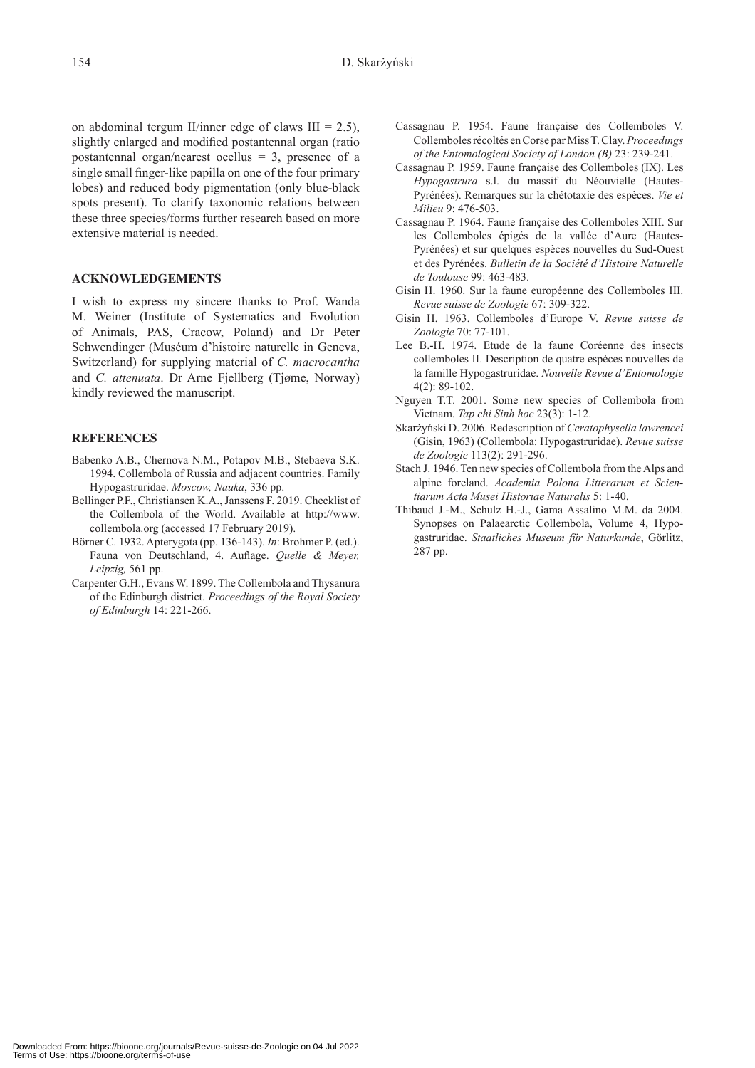on abdominal tergum II/inner edge of claws III = 2.5), slightly enlarged and modified postantennal organ (ratio postantennal organ/nearest ocellus = 3, presence of a single small finger-like papilla on one of the four primary lobes) and reduced body pigmentation (only blue-black spots present). To clarify taxonomic relations between these three species/forms further research based on more extensive material is needed.

## ACKNOWLEDGEMENTS

I wish to express my sincere thanks to Prof. Wanda M. Weiner (Institute of Systematics and Evolution of Animals, PAS, Cracow, Poland) and Dr Peter Schwendinger (Muséum d'histoire naturelle in Geneva, Switzerland) for supplying material of *C. macrocantha* and *C. attenuata*. Dr Arne Fjellberg (Tjøme, Norway) kindly reviewed the manuscript.

## REFERENCES

Babenko A.B., Chernova N.M., Potapov M.B., Stebaeva S.K. 1994. Collembola of Russia and adjacent countries. Family Hypogastruridae. *Moscow, Nauka*, 336 pp.

Bellinger P.F., Christiansen K.A., Janssens F. 2019. Checklist of the Collembola of the World. Available at http://www.collembola.org (accessed 17 February 2019).

Börner C. 1932. Apterygota (pp. 136-143). *In*: Brohmer P. (ed.). Fauna von Deutschland, 4. Auflage. *Quelle & Meyer, Leipzig,* 561 pp.

Carpenter G.H., Evans W. 1899. The Collembola and Thysanura of the Edinburgh district. *Proceedings of the Royal Society of Edinburgh* 14: 221-266.

Cassagnau P. 1954. Faune française des Collemboles V. Collemboles récoltés en Corse par Miss T. Clay. *Proceedings of the Entomological Society of London (B)* 23: 239-241.

Cassagnau P. 1959. Faune française des Collemboles (IX). Les *Hypogastrura* s.l. du massif du Néouvielle (Hautes-Pyrénées). Remarques sur la chétotaxie des espèces. *Vie et Milieu* 9: 476-503.

Cassagnau P. 1964. Faune française des Collemboles XIII. Sur les Collemboles épigés de la vallée d'Aure (Hautes-Pyrénées) et sur quelques espèces nouvelles du Sud-Ouest et des Pyrénées. *Bulletin de la Société d'Histoire Naturelle de Toulouse* 99: 463-483.

Gisin H. 1960. Sur la faune européenne des Collemboles III. *Revue suisse de Zoologie* 67: 309-322.

Gisin H. 1963. Collemboles d'Europe V. *Revue suisse de Zoologie* 70: 77-101.

Lee B.-H. 1974. Etude de la faune Coréenne des insects collemboles II. Description de quatre espèces nouvelles de la famille Hypogastruridae. *Nouvelle Revue d'Entomologie* 4(2): 89-102.

Nguyen T.T. 2001. Some new species of Collembola from Vietnam. *Tap chi Sinh hoc* 23(3): 1-12.

Skarżyński D. 2006. Redescription of *Ceratophysella lawrencei* (Gisin, 1963) (Collembola: Hypogastruridae). *Revue suisse de Zoologie* 113(2): 291-296.

Stach J. 1946. Ten new species of Collembola from the Alps and alpine foreland. *Academia Polona Litterarum et Scientiarum Acta Musei Historiae Naturalis* 5: 1-40.

Thibaud J.-M., Schulz H.-J., Gama Assalino M.M. da 2004. Synopses on Palaearctic Collembola, Volume 4, Hypogastruridae. *Staatliches Museum für Naturkunde*, Görlitz, 287 pp.